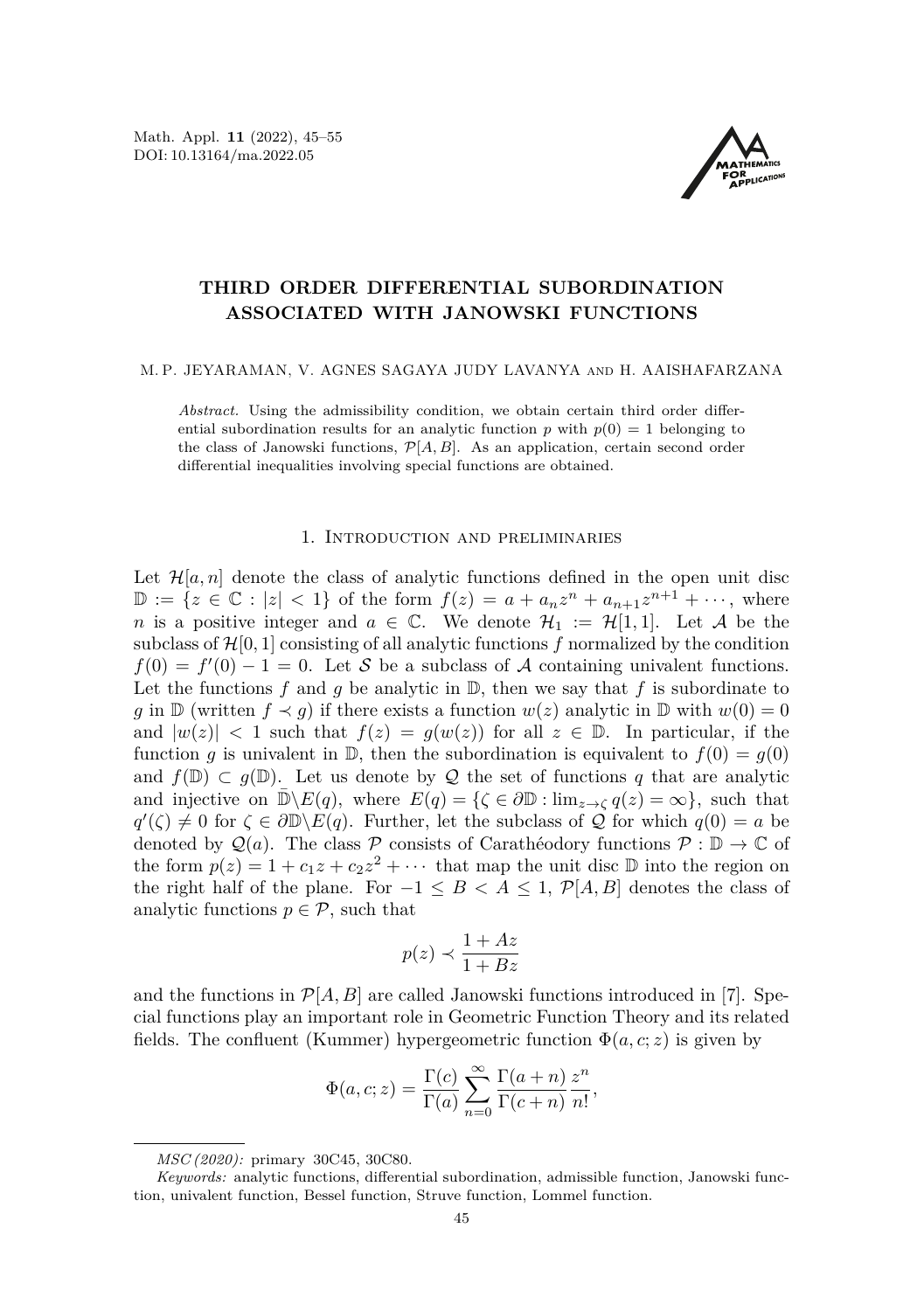# THIRD ORDER DIFFERENTIAL SUBORDINATION ASSOCIATED WITH JANOWSKI FUNCTIONS

M. P. JEYARAMAN, V. AGNES SAGAYA JUDY LAVANYA and H. AAISHAFARZANA

*Abstract.* Using the admissibility condition, we obtain certain third order differential subordination results for an analytic function $p$ with $p(0) = 1$ belonging to the class of Janowski functions, $\mathcal{P}[A, B]$. As an application, certain second order differential inequalities involving special functions are obtained.

## 1. Introduction and preliminaries

Let $\mathcal{H}[a, n]$ denote the class of analytic functions defined in the open unit disc $\mathbb{D} := \{z \in \mathbb{C} : |z| < 1\}$ of the form $f(z) = a + a_n z^n + a_{n+1} z^{n+1} + \cdots$, where $n$ is a positive integer and $a \in \mathbb{C}$. We denote $\mathcal{H}_1 := \mathcal{H}[1, 1]$. Let $\mathcal{A}$ be the subclass of $\mathcal{H}[0, 1]$ consisting of all analytic functions $f$ normalized by the condition $f(0) = f'(0) - 1 = 0$. Let $\mathcal{S}$ be a subclass of $\mathcal{A}$ containing univalent functions. Let the functions $f$ and $g$ be analytic in $\mathbb{D}$, then we say that $f$ is subordinate to $g$ in $\mathbb{D}$ (written $f \prec g$) if there exists a function $w(z)$ analytic in $\mathbb{D}$ with $w(0) = 0$ and $|w(z)| < 1$ such that $f(z) = g(w(z))$ for all $z \in \mathbb{D}$. In particular, if the function $g$ is univalent in $\mathbb{D}$, then the subordination is equivalent to $f(0) = g(0)$ and $f(\mathbb{D}) \subset g(\mathbb{D})$. Let us denote by $\mathcal{Q}$ the set of functions $q$ that are analytic and injective on $\bar{\mathbb{D}} \backslash E(q)$, where $E(q) = \{\zeta \in \partial\mathbb{D} : \lim_{z \to \zeta} q(z) = \infty\}$, such that $q'(\zeta) \neq 0$ for $\zeta \in \partial\mathbb{D} \backslash E(q)$. Further, let the subclass of $\mathcal{Q}$ for which $q(0) = a$ be denoted by $\mathcal{Q}(a)$. The class $\mathcal{P}$ consists of Carathéodory functions $\mathcal{P} : \mathbb{D} \to \mathbb{C}$ of the form $p(z) = 1 + c_1 z + c_2 z^2 + \cdots$ that map the unit disc $\mathbb{D}$ into the region on the right half of the plane. For $-1 \leq B < A \leq 1$, $\mathcal{P}[A, B]$ denotes the class of analytic functions $p \in \mathcal{P}$, such that

$$p(z) \prec \frac{1 + Az}{1 + Bz}$$

and the functions in $\mathcal{P}[A, B]$ are called Janowski functions introduced in [7]. Special functions play an important role in Geometric Function Theory and its related fields. The confluent (Kummer) hypergeometric function $\Phi(a, c; z)$ is given by

$$\Phi(a, c; z) = \frac{\Gamma(c)}{\Gamma(a)} \sum_{n=0}^{\infty} \frac{\Gamma(a + n)}{\Gamma(c + n)} \frac{z^n}{n!},$$

---

*MSC (2020):* primary 30C45, 30C80.

*Keywords:* analytic functions, differential subordination, admissible function, Janowski function, univalent function, Bessel function, Struve function, Lommel function.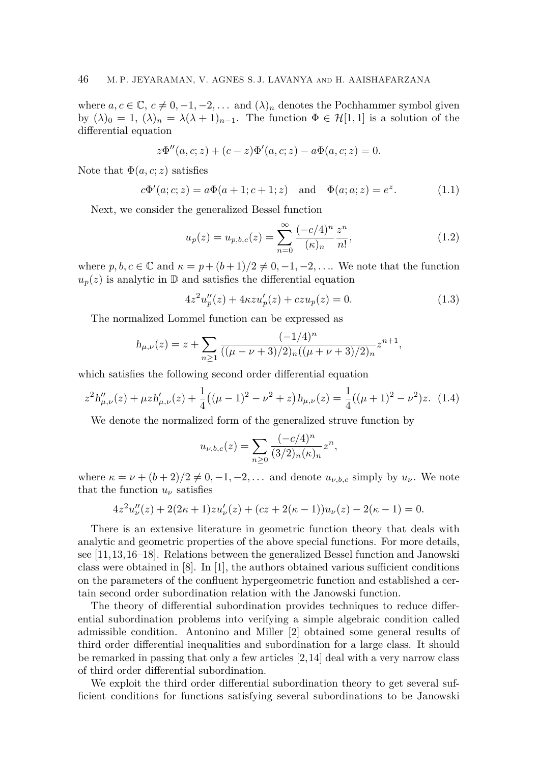where $a, c \in \mathbb{C}$, $c \neq 0, -1, -2, \dots$ and $(\lambda)_n$ denotes the Pochhammer symbol given by $(\lambda)_0 = 1$, $(\lambda)_n = \lambda(\lambda+1)_{n-1}$. The function $\Phi \in \mathcal{H}[1,1]$ is a solution of the differential equation

$$z\Phi''(a,c;z) + (c-z)\Phi'(a,c;z) - a\Phi(a,c;z) = 0.$$

Note that $\Phi(a,c;z)$ satisfies

$$c\Phi'(a;c;z) = a\Phi(a+1;c+1;z) \quad \text{and} \quad \Phi(a;a;z) = e^z. \tag{1.1}$$

Next, we consider the generalized Bessel function

$$u_p(z) = u_{p,b,c}(z) = \sum_{n=0}^{\infty} \frac{(-c/4)^n}{(\kappa)_n} \frac{z^n}{n!}, \tag{1.2}$$

where $p, b, c \in \mathbb{C}$ and $\kappa = p + (b+1)/2 \neq 0, -1, -2, \dots$. We note that the function $u_p(z)$ is analytic in $\mathbb{D}$ and satisfies the differential equation

$$4z^2 u_p''(z) + 4\kappa z u_p'(z) + czu_p(z) = 0. \tag{1.3}$$

The normalized Lommel function can be expressed as

$$h_{\mu,\nu}(z) = z + \sum_{n \geq 1} \frac{(-1/4)^n}{((\mu-\nu+3)/2)_n((\mu+\nu+3)/2)_n} z^{n+1},$$

which satisfies the following second order differential equation

$$z^2 h_{\mu,\nu}''(z) + \mu z h_{\mu,\nu}'(z) + \frac{1}{4}\big((\mu-1)^2 - \nu^2 + z\big)h_{\mu,\nu}(z) = \frac{1}{4}((\mu+1)^2 - \nu^2)z. \tag{1.4}$$

We denote the normalized form of the generalized struve function by

$$u_{\nu,b,c}(z) = \sum_{n \geq 0} \frac{(-c/4)^n}{(3/2)_n (\kappa)_n} z^n,$$

where $\kappa = \nu + (b+2)/2 \neq 0, -1, -2, \dots$ and denote $u_{\nu,b,c}$ simply by $u_\nu$. We note that the function $u_\nu$ satisfies

$$4z^2 u_\nu''(z) + 2(2\kappa+1)zu_\nu'(z) + (cz + 2(\kappa-1))u_\nu(z) - 2(\kappa-1) = 0.$$

There is an extensive literature in geometric function theory that deals with analytic and geometric properties of the above special functions. For more details, see [11,13,16–18]. Relations between the generalized Bessel function and Janowski class were obtained in [8]. In [1], the authors obtained various sufficient conditions on the parameters of the confluent hypergeometric function and established a certain second order subordination relation with the Janowski function.

The theory of differential subordination provides techniques to reduce differential subordination problems into verifying a simple algebraic condition called admissible condition. Antonino and Miller [2] obtained some general results of third order differential inequalities and subordination for a large class. It should be remarked in passing that only a few articles [2,14] deal with a very narrow class of third order differential subordination.

We exploit the third order differential subordination theory to get several sufficient conditions for functions satisfying several subordinations to be Janowski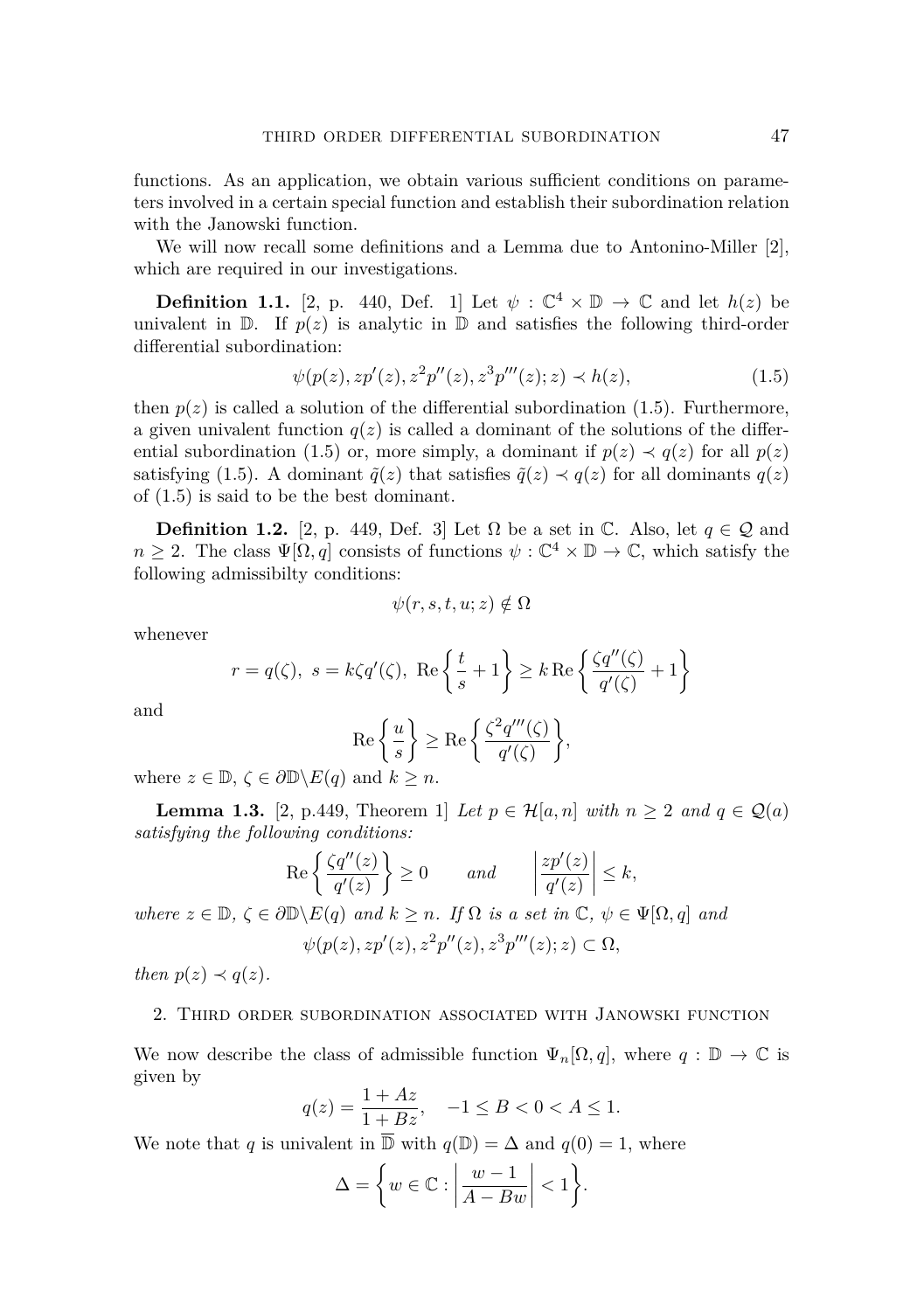functions. As an application, we obtain various sufficient conditions on parameters involved in a certain special function and establish their subordination relation with the Janowski function.

We will now recall some definitions and a Lemma due to Antonino-Miller [2], which are required in our investigations.

**Definition 1.1.** [2, p. 440, Def. 1] Let $\psi : \mathbb{C}^4 \times \mathbb{D} \to \mathbb{C}$ and let $h(z)$ be univalent in $\mathbb{D}$. If $p(z)$ is analytic in $\mathbb{D}$ and satisfies the following third-order differential subordination:

$$\psi(p(z), zp'(z), z^2p''(z), z^3p'''(z); z) \prec h(z), \tag{1.5}$$

then $p(z)$ is called a solution of the differential subordination (1.5). Furthermore, a given univalent function $q(z)$ is called a dominant of the solutions of the differential subordination (1.5) or, more simply, a dominant if $p(z) \prec q(z)$ for all $p(z)$ satisfying (1.5). A dominant $\tilde{q}(z)$ that satisfies $\tilde{q}(z) \prec q(z)$ for all dominants $q(z)$ of (1.5) is said to be the best dominant.

**Definition 1.2.** [2, p. 449, Def. 3] Let $\Omega$ be a set in $\mathbb{C}$. Also, let $q \in \mathcal{Q}$ and $n \geq 2$. The class $\Psi[\Omega, q]$ consists of functions $\psi : \mathbb{C}^4 \times \mathbb{D} \to \mathbb{C}$, which satisfy the following admissibilty conditions:

$$\psi(r, s, t, u; z) \notin \Omega$$

whenever

$$r = q(\zeta),\ s = k\zeta q'(\zeta),\ \operatorname{Re}\left\{\frac{t}{s} + 1\right\} \geq k \operatorname{Re}\left\{\frac{\zeta q''(\zeta)}{q'(\zeta)} + 1\right\}$$

and

$$\operatorname{Re}\left\{\frac{u}{s}\right\} \geq \operatorname{Re}\left\{\frac{\zeta^2 q'''(\zeta)}{q'(\zeta)}\right\},$$

where $z \in \mathbb{D}$, $\zeta \in \partial\mathbb{D} \backslash E(q)$ and $k \geq n$.

**Lemma 1.3.** [2, p.449, Theorem 1] *Let $p \in \mathcal{H}[a, n]$ with $n \geq 2$ and $q \in \mathcal{Q}(a)$ satisfying the following conditions:*

$$\operatorname{Re}\left\{\frac{\zeta q''(z)}{q'(z)}\right\} \geq 0 \qquad \textit{and} \qquad \left|\frac{zp'(z)}{q'(z)}\right| \leq k,$$

*where $z \in \mathbb{D}$, $\zeta \in \partial\mathbb{D} \backslash E(q)$ and $k \geq n$. If $\Omega$ is a set in $\mathbb{C}$, $\psi \in \Psi[\Omega, q]$ and*

$$\psi(p(z), zp'(z), z^2p''(z), z^3p'''(z); z) \subset \Omega,$$

*then $p(z) \prec q(z)$.*

## 2. Third order subordination associated with Janowski function

We now describe the class of admissible function $\Psi_n[\Omega, q]$, where $q : \mathbb{D} \to \mathbb{C}$ is given by

$$q(z) = \frac{1 + Az}{1 + Bz}, \quad -1 \leq B < 0 < A \leq 1.$$

We note that $q$ is univalent in $\overline{\mathbb{D}}$ with $q(\mathbb{D}) = \Delta$ and $q(0) = 1$, where

$$\Delta = \left\{ w \in \mathbb{C} : \left| \frac{w - 1}{A - Bw} \right| < 1 \right\}.$$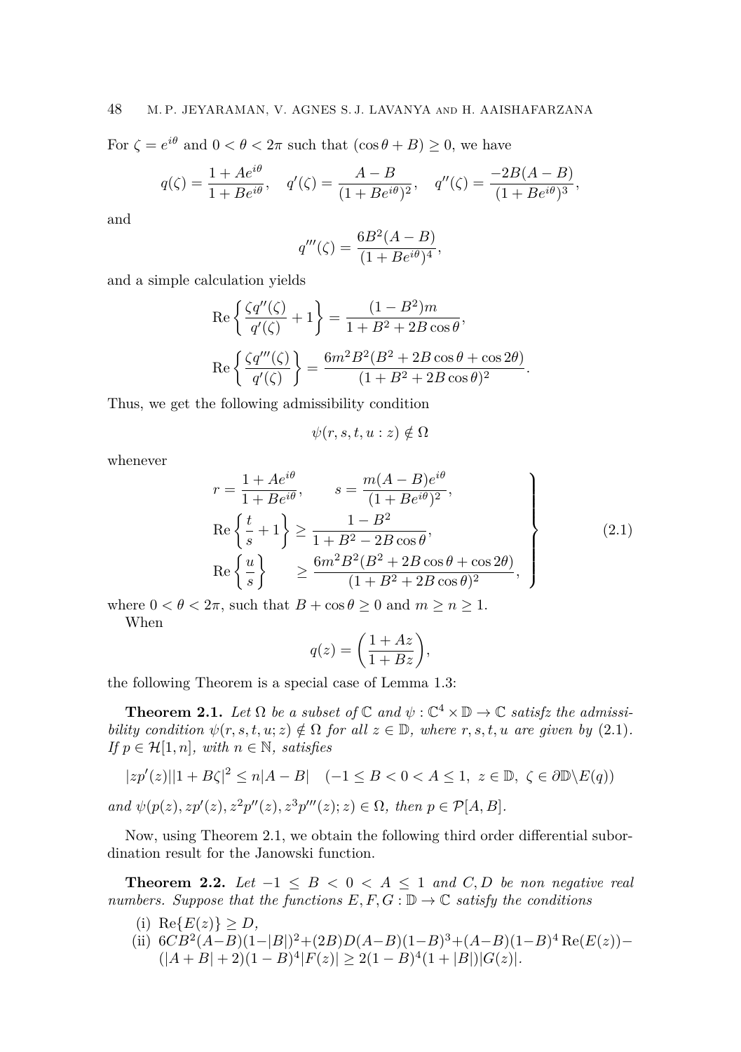For $\zeta = e^{i\theta}$ and $0 < \theta < 2\pi$ such that $(\cos\theta + B) \geq 0$, we have

$$q(\zeta) = \frac{1 + Ae^{i\theta}}{1 + Be^{i\theta}}, \quad q'(\zeta) = \frac{A - B}{(1 + Be^{i\theta})^2}, \quad q''(\zeta) = \frac{-2B(A-B)}{(1 + Be^{i\theta})^3},$$

and

$$q'''(\zeta) = \frac{6B^2(A-B)}{(1 + Be^{i\theta})^4},$$

and a simple calculation yields

$$\operatorname{Re}\left\{\frac{\zeta q''(\zeta)}{q'(\zeta)} + 1\right\} = \frac{(1 - B^2)m}{1 + B^2 + 2B\cos\theta},$$

$$\operatorname{Re}\left\{\frac{\zeta q'''(\zeta)}{q'(\zeta)}\right\} = \frac{6m^2B^2(B^2 + 2B\cos\theta + \cos 2\theta)}{(1 + B^2 + 2B\cos\theta)^2}.$$

Thus, we get the following admissibility condition

$$\psi(r, s, t, u : z) \notin \Omega$$

whenever

$$\left.\begin{aligned} & r = \frac{1 + Ae^{i\theta}}{1 + Be^{i\theta}}, \qquad s = \frac{m(A-B)e^{i\theta}}{(1 + Be^{i\theta})^2}, \\ & \operatorname{Re}\left\{\frac{t}{s} + 1\right\} \geq \frac{1 - B^2}{1 + B^2 - 2B\cos\theta}, \\ & \operatorname{Re}\left\{\frac{u}{s}\right\} \qquad \geq \frac{6m^2B^2(B^2 + 2B\cos\theta + \cos 2\theta)}{(1 + B^2 + 2B\cos\theta)^2}, \end{aligned}\right\} \tag{2.1}$$

where $0 < \theta < 2\pi$, such that $B + \cos\theta \geq 0$ and $m \geq n \geq 1$.

When

$$q(z) = \left(\frac{1 + Az}{1 + Bz}\right),$$

the following Theorem is a special case of Lemma 1.3:

**Theorem 2.1.** *Let $\Omega$ be a subset of $\mathbb{C}$ and $\psi : \mathbb{C}^4 \times \mathbb{D} \to \mathbb{C}$ satisfz the admissibility condition $\psi(r, s, t, u; z) \notin \Omega$ for all $z \in \mathbb{D}$, where $r, s, t, u$ are given by* (2.1). *If $p \in \mathcal{H}[1, n]$, with $n \in \mathbb{N}$, satisfies*

$$|zp'(z)||1 + B\zeta|^2 \leq n|A - B| \quad (-1 \leq B < 0 < A \leq 1,\ z \in \mathbb{D},\ \zeta \in \partial\mathbb{D}\backslash E(q))$$

*and $\psi(p(z), zp'(z), z^2p''(z), z^3p'''(z); z) \in \Omega$, then $p \in \mathcal{P}[A, B]$.*

Now, using Theorem 2.1, we obtain the following third order differential subordination result for the Janowski function.

**Theorem 2.2.** *Let $-1 \leq B < 0 < A \leq 1$ and $C, D$ be non negative real numbers. Suppose that the functions $E, F, G : \mathbb{D} \to \mathbb{C}$ satisfy the conditions*

(i) $\operatorname{Re}\{E(z)\} \geq D$,

(ii) $6CB^2(A-B)(1-|B|)^2 + (2B)D(A-B)(1-B)^3 + (A-B)(1-B)^4\operatorname{Re}(E(z)) - (|A+B|+2)(1-B)^4|F(z)| \geq 2(1-B)^4(1+|B|)|G(z)|$.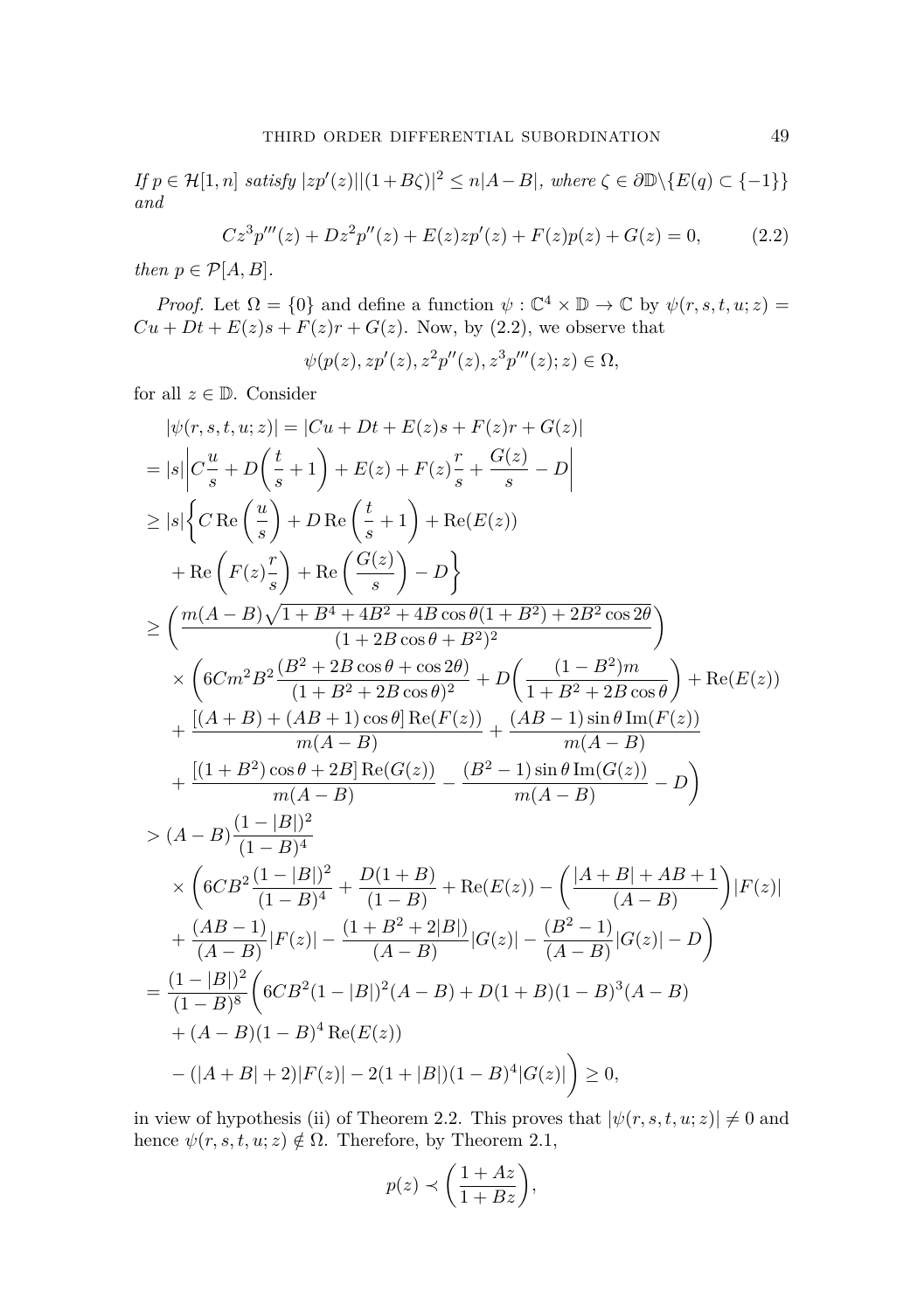*If* $p \in \mathcal{H}[1, n]$ *satisfy* $|zp'(z)||(1+B\zeta)|^2 \leq n|A-B|$, *where* $\zeta \in \partial\mathbb{D}\backslash\{E(q) \subset \{-1\}\}$ *and*

$$Cz^3p'''(z) + Dz^2p''(z) + E(z)zp'(z) + F(z)p(z) + G(z) = 0, \tag{2.2}$$

*then* $p \in \mathcal{P}[A, B]$.

*Proof.* Let $\Omega = \{0\}$ and define a function $\psi : \mathbb{C}^4 \times \mathbb{D} \to \mathbb{C}$ by $\psi(r, s, t, u; z) = Cu + Dt + E(z)s + F(z)r + G(z)$. Now, by (2.2), we observe that

$$\psi(p(z), zp'(z), z^2p''(z), z^3p'''(z); z) \in \Omega,$$

for all $z \in \mathbb{D}$. Consider

$$
\begin{aligned}
&|\psi(r, s, t, u; z)| = |Cu + Dt + E(z)s + F(z)r + G(z)| \\
&= |s|\left|C\frac{u}{s} + D\left(\frac{t}{s} + 1\right) + E(z) + F(z)\frac{r}{s} + \frac{G(z)}{s} - D\right| \\
&\geq |s|\bigg\{C\operatorname{Re}\left(\frac{u}{s}\right) + D\operatorname{Re}\left(\frac{t}{s} + 1\right) + \operatorname{Re}(E(z)) \\
&\quad + \operatorname{Re}\left(F(z)\frac{r}{s}\right) + \operatorname{Re}\left(\frac{G(z)}{s}\right) - D\bigg\} \\
&\geq \left(\frac{m(A-B)\sqrt{1 + B^4 + 4B^2 + 4B\cos\theta(1+B^2) + 2B^2\cos 2\theta}}{(1 + 2B\cos\theta + B^2)^2}\right) \\
&\quad \times \Bigg(6Cm^2B^2\frac{(B^2 + 2B\cos\theta + \cos 2\theta)}{(1 + B^2 + 2B\cos\theta)^2} + D\left(\frac{(1-B^2)m}{1 + B^2 + 2B\cos\theta}\right) + \operatorname{Re}(E(z)) \\
&\quad + \frac{[(A+B) + (AB+1)\cos\theta]\operatorname{Re}(F(z))}{m(A-B)} + \frac{(AB-1)\sin\theta\operatorname{Im}(F(z))}{m(A-B)} \\
&\quad + \frac{[(1+B^2)\cos\theta + 2B]\operatorname{Re}(G(z))}{m(A-B)} - \frac{(B^2-1)\sin\theta\operatorname{Im}(G(z))}{m(A-B)} - D\Bigg) \\
&> (A-B)\frac{(1-|B|)^2}{(1-B)^4} \\
&\quad \times \Bigg(6CB^2\frac{(1-|B|)^2}{(1-B)^4} + \frac{D(1+B)}{(1-B)} + \operatorname{Re}(E(z)) - \left(\frac{|A+B| + AB + 1}{(A-B)}\right)|F(z)| \\
&\quad + \frac{(AB-1)}{(A-B)}|F(z)| - \frac{(1 + B^2 + 2|B|)}{(A-B)}|G(z)| - \frac{(B^2-1)}{(A-B)}|G(z)| - D\Bigg) \\
&= \frac{(1-|B|)^2}{(1-B)^8}\bigg(6CB^2(1-|B|)^2(A-B) + D(1+B)(1-B)^3(A-B) \\
&\quad + (A-B)(1-B)^4\operatorname{Re}(E(z)) \\
&\quad - (|A+B| + 2)|F(z)| - 2(1+|B|)(1-B)^4|G(z)|\bigg) \geq 0,
\end{aligned}
$$

in view of hypothesis (ii) of Theorem 2.2. This proves that $|\psi(r, s, t, u; z)| \neq 0$ and hence $\psi(r, s, t, u; z) \notin \Omega$. Therefore, by Theorem 2.1,

$$p(z) \prec \left(\frac{1 + Az}{1 + Bz}\right),$$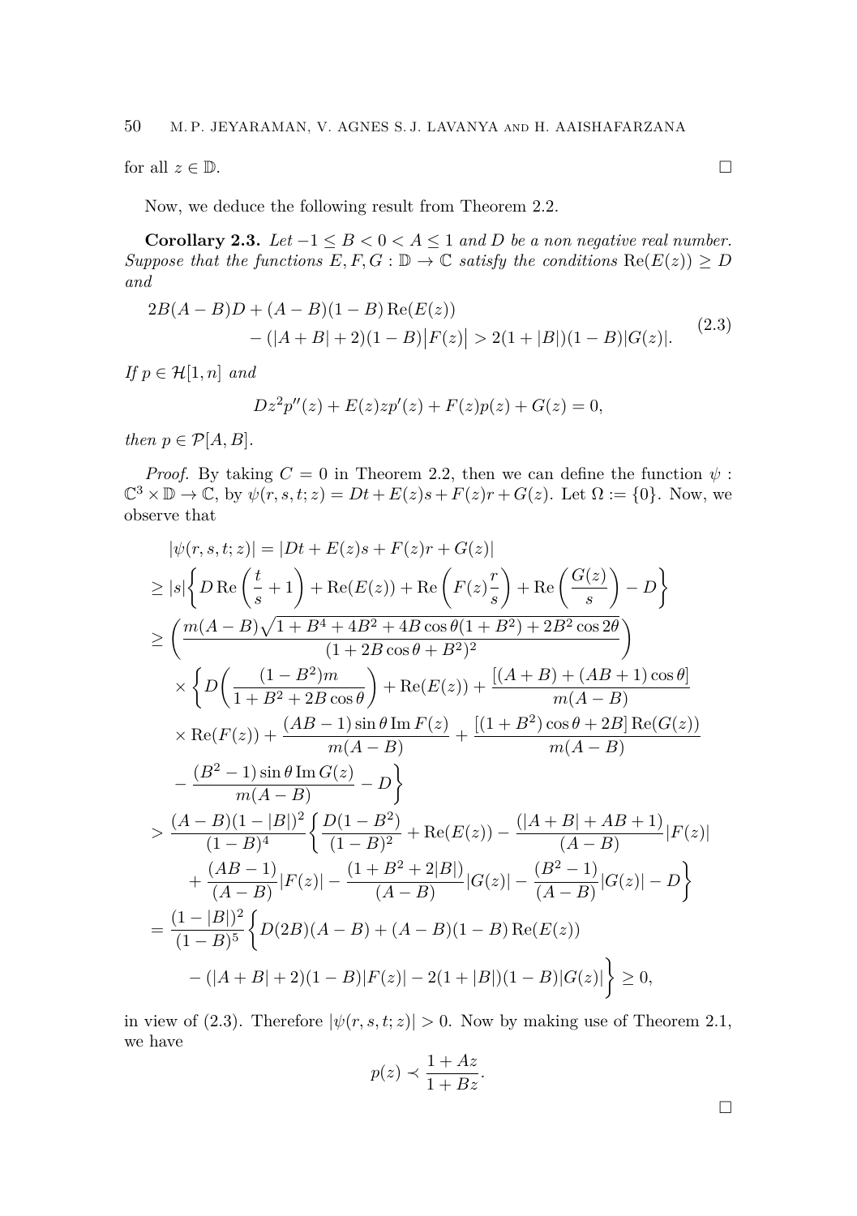for all $z \in \mathbb{D}$. $\square$

Now, we deduce the following result from Theorem 2.2.

**Corollary 2.3.** *Let $-1 \leq B < 0 < A \leq 1$ and $D$ be a non negative real number. Suppose that the functions $E, F, G : \mathbb{D} \to \mathbb{C}$ satisfy the conditions $\operatorname{Re}(E(z)) \geq D$ and*

$$
\begin{aligned}
&2B(A-B)D + (A-B)(1-B)\operatorname{Re}(E(z)) \\
&\qquad - (|A+B|+2)(1-B)\big|F(z)\big| > 2(1+|B|)(1-B)|G(z)|.
\end{aligned} \tag{2.3}
$$

*If $p \in \mathcal{H}[1,n]$ and*

$$
Dz^2p''(z) + E(z)zp'(z) + F(z)p(z) + G(z) = 0,
$$

*then $p \in \mathcal{P}[A,B]$.*

*Proof.* By taking $C = 0$ in Theorem 2.2, then we can define the function $\psi : \mathbb{C}^3 \times \mathbb{D} \to \mathbb{C}$, by $\psi(r,s,t;z) = Dt + E(z)s + F(z)r + G(z)$. Let $\Omega := \{0\}$. Now, we observe that

$$
\begin{aligned}
&|\psi(r,s,t;z)| = |Dt + E(z)s + F(z)r + G(z)| \\
&\geq |s|\left\{ D\operatorname{Re}\left(\frac{t}{s}+1\right) + \operatorname{Re}(E(z)) + \operatorname{Re}\left(F(z)\frac{r}{s}\right) + \operatorname{Re}\left(\frac{G(z)}{s}\right) - D \right\} \\
&\geq \left( \frac{m(A-B)\sqrt{1+B^4+4B^2+4B\cos\theta(1+B^2)+2B^2\cos 2\theta}}{(1+2B\cos\theta+B^2)^2} \right) \\
&\quad \times \left\{ D\left(\frac{(1-B^2)m}{1+B^2+2B\cos\theta}\right) + \operatorname{Re}(E(z)) + \frac{[(A+B)+(AB+1)\cos\theta]}{m(A-B)} \right. \\
&\quad \times \operatorname{Re}(F(z)) + \frac{(AB-1)\sin\theta\operatorname{Im}F(z)}{m(A-B)} + \frac{[(1+B^2)\cos\theta+2B]\operatorname{Re}(G(z))}{m(A-B)} \\
&\quad \left. - \frac{(B^2-1)\sin\theta\operatorname{Im}G(z)}{m(A-B)} - D \right\} \\
&> \frac{(A-B)(1-|B|)^2}{(1-B)^4} \left\{ \frac{D(1-B^2)}{(1-B)^2} + \operatorname{Re}(E(z)) - \frac{(|A+B|+AB+1)}{(A-B)}|F(z)| \right. \\
&\quad \left. + \frac{(AB-1)}{(A-B)}|F(z)| - \frac{(1+B^2+2|B|)}{(A-B)}|G(z)| - \frac{(B^2-1)}{(A-B)}|G(z)| - D \right\} \\
&= \frac{(1-|B|)^2}{(1-B)^5} \left\{ D(2B)(A-B) + (A-B)(1-B)\operatorname{Re}(E(z)) \right. \\
&\quad \left. - (|A+B|+2)(1-B)|F(z)| - 2(1+|B|)(1-B)|G(z)| \right\} \geq 0,
\end{aligned}
$$

in view of (2.3). Therefore $|\psi(r,s,t;z)| > 0$. Now by making use of Theorem 2.1, we have

$$
p(z) \prec \frac{1+Az}{1+Bz}.
$$

$\square$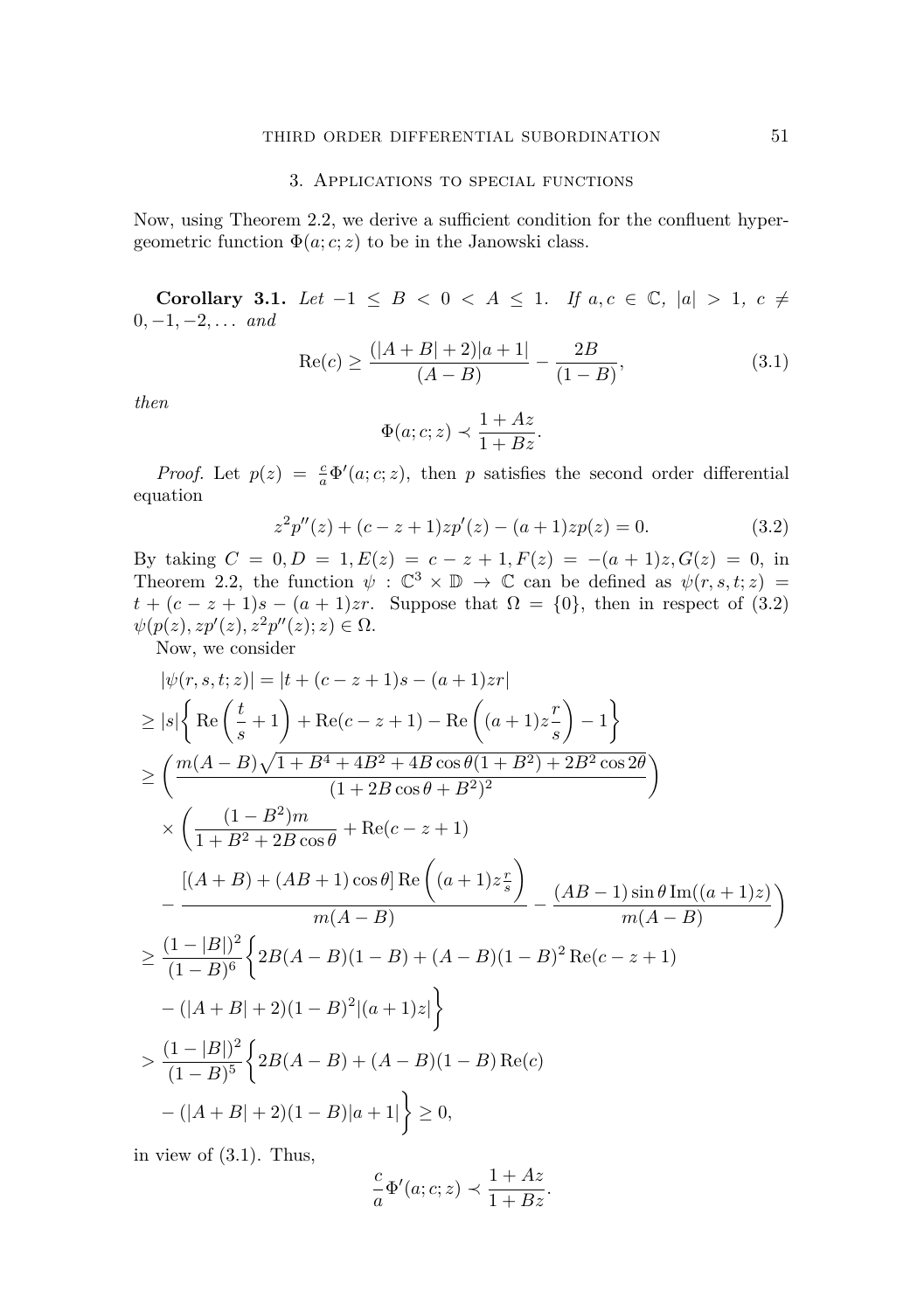## 3. Applications to special functions

Now, using Theorem 2.2, we derive a sufficient condition for the confluent hypergeometric function $\Phi(a;c;z)$ to be in the Janowski class.

**Corollary 3.1.** *Let $-1 \leq B < 0 < A \leq 1$. If $a, c \in \mathbb{C}$, $|a| > 1$, $c \neq 0, -1, -2, \ldots$ and*

$$\operatorname{Re}(c) \geq \frac{(|A+B|+2)|a+1|}{(A-B)} - \frac{2B}{(1-B)}, \tag{3.1}$$

*then*

$$\Phi(a;c;z) \prec \frac{1+Az}{1+Bz}.$$

*Proof.* Let $p(z) = \frac{c}{a}\Phi'(a;c;z)$, then $p$ satisfies the second order differential equation

$$z^2 p''(z) + (c - z + 1)zp'(z) - (a+1)zp(z) = 0. \tag{3.2}$$

By taking $C = 0, D = 1, E(z) = c - z + 1, F(z) = -(a+1)z, G(z) = 0$, in Theorem 2.2, the function $\psi : \mathbb{C}^3 \times \mathbb{D} \to \mathbb{C}$ can be defined as $\psi(r,s,t;z) = t + (c - z + 1)s - (a+1)zr$. Suppose that $\Omega = \{0\}$, then in respect of (3.2) $\psi(p(z), zp'(z), z^2p''(z); z) \in \Omega$.

Now, we consider

$$\begin{aligned}
&|\psi(r,s,t;z)| = |t + (c-z+1)s - (a+1)zr| \\
&\geq |s|\left\{ \operatorname{Re}\left(\frac{t}{s}+1\right) + \operatorname{Re}(c-z+1) - \operatorname{Re}\left((a+1)z\frac{r}{s}\right) - 1 \right\} \\
&\geq \left( \frac{m(A-B)\sqrt{1+B^4+4B^2+4B\cos\theta(1+B^2)+2B^2\cos 2\theta}}{(1+2B\cos\theta+B^2)^2} \right) \\
&\quad \times \left( \frac{(1-B^2)m}{1+B^2+2B\cos\theta} + \operatorname{Re}(c-z+1) \right. \\
&\quad \left. - \frac{[(A+B)+(AB+1)\cos\theta]\operatorname{Re}\left((a+1)z\frac{r}{s}\right)}{m(A-B)} - \frac{(AB-1)\sin\theta\operatorname{Im}((a+1)z)}{m(A-B)} \right) \\
&\geq \frac{(1-|B|)^2}{(1-B)^6}\Big\{ 2B(A-B)(1-B) + (A-B)(1-B)^2\operatorname{Re}(c-z+1) \\
&\quad - (|A+B|+2)(1-B)^2|(a+1)z| \Big\} \\
&> \frac{(1-|B|)^2}{(1-B)^5}\Big\{ 2B(A-B) + (A-B)(1-B)\operatorname{Re}(c) \\
&\quad - (|A+B|+2)(1-B)|a+1| \Big\} \geq 0,
\end{aligned}$$

in view of (3.1). Thus,

$$\frac{c}{a}\Phi'(a;c;z) \prec \frac{1+Az}{1+Bz}.$$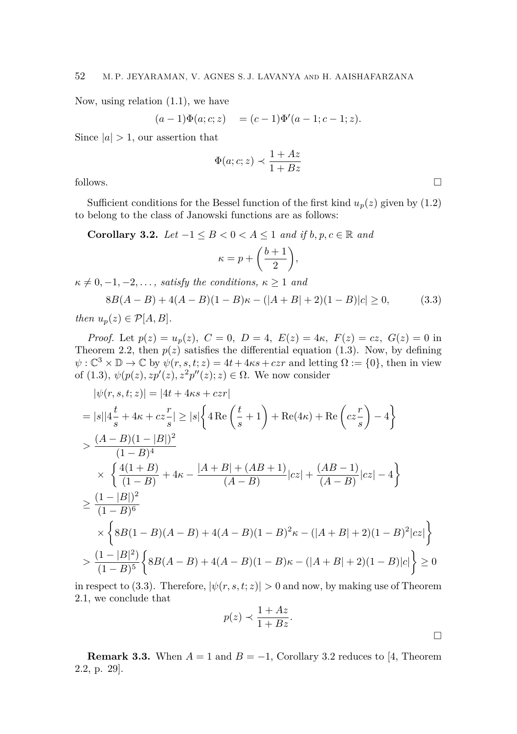Now, using relation (1.1), we have

$$(a-1)\Phi(a;c;z) \quad = (c-1)\Phi'(a-1;c-1;z).$$

Since $|a|>1$, our assertion that

$$\Phi(a;c;z) \prec \frac{1+Az}{1+Bz}$$

follows. $\square$

Sufficient conditions for the Bessel function of the first kind $u_p(z)$ given by (1.2) to belong to the class of Janowski functions are as follows:

**Corollary 3.2.** *Let $-1 \le B < 0 < A \le 1$ and if $b, p, c \in \mathbb{R}$ and*

$$\kappa = p + \left(\frac{b+1}{2}\right),$$

*$\kappa \neq 0, -1, -2, \dots,$ satisfy the conditions, $\kappa \ge 1$ and*

$$8B(A-B) + 4(A-B)(1-B)\kappa - (|A+B|+2)(1-B)|c| \ge 0, \tag{3.3}$$

*then $u_p(z) \in \mathcal{P}[A,B]$.*

*Proof.* Let $p(z) = u_p(z)$, $C=0$, $D=4$, $E(z)=4\kappa$, $F(z)=cz$, $G(z)=0$ in Theorem 2.2, then $p(z)$ satisfies the differential equation (1.3). Now, by defining $\psi : \mathbb{C}^3 \times \mathbb{D} \to \mathbb{C}$ by $\psi(r,s,t;z) = 4t + 4\kappa s + czr$ and letting $\Omega := \{0\}$, then in view of (1.3), $\psi(p(z), zp'(z), z^2p''(z); z) \in \Omega$. We now consider

$$\begin{aligned}
&|\psi(r,s,t;z)| = |4t + 4\kappa s + czr| \\
&= |s||4\frac{t}{s} + 4\kappa + cz\frac{r}{s}| \ge |s|\left\{4\operatorname{Re}\left(\frac{t}{s}+1\right) + \operatorname{Re}(4\kappa) + \operatorname{Re}\left(cz\frac{r}{s}\right) - 4\right\} \\
&> \frac{(A-B)(1-|B|)^2}{(1-B)^4} \\
&\quad \times \left\{\frac{4(1+B)}{(1-B)} + 4\kappa - \frac{|A+B|+(AB+1)}{(A-B)}|cz| + \frac{(AB-1)}{(A-B)}|cz| - 4\right\} \\
&\ge \frac{(1-|B|)^2}{(1-B)^6} \\
&\quad \times \left\{8B(1-B)(A-B) + 4(A-B)(1-B)^2\kappa - (|A+B|+2)(1-B)^2|cz|\right\} \\
&> \frac{(1-|B|^2)}{(1-B)^5}\left\{8B(A-B) + 4(A-B)(1-B)\kappa - (|A+B|+2)(1-B)|c|\right\} \ge 0
\end{aligned}$$

in respect to (3.3). Therefore, $|\psi(r,s,t;z)| > 0$ and now, by making use of Theorem 2.1, we conclude that

$$p(z) \prec \frac{1+Az}{1+Bz}.$$

$\square$

**Remark 3.3.** When $A=1$ and $B=-1$, Corollary 3.2 reduces to [4, Theorem 2.2, p. 29].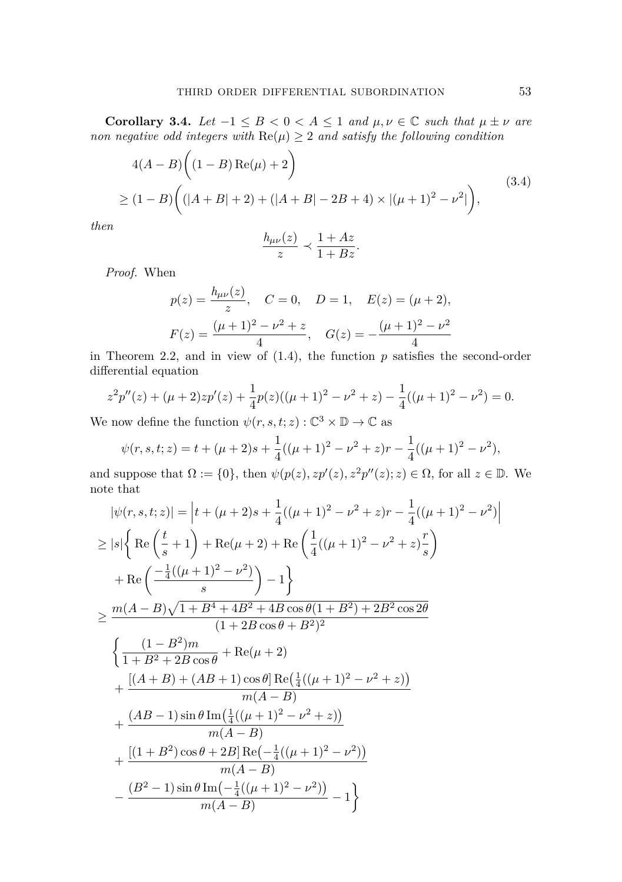**Corollary 3.4.** *Let $-1 \leq B < 0 < A \leq 1$ and $\mu, \nu \in \mathbb{C}$ such that $\mu \pm \nu$ are non negative odd integers with $\operatorname{Re}(\mu) \geq 2$ and satisfy the following condition*

$$
\begin{aligned}
&4(A-B)\bigg((1-B)\operatorname{Re}(\mu)+2\bigg) \\
&\geq (1-B)\bigg((|A+B|+2)+(|A+B|-2B+4)\times|(\mu+1)^2-\nu^2|\bigg),
\end{aligned}
\tag{3.4}
$$

*then*

$$
\frac{h_{\mu\nu}(z)}{z} \prec \frac{1+Az}{1+Bz}.
$$

*Proof.* When

$$
p(z) = \frac{h_{\mu\nu}(z)}{z}, \quad C = 0, \quad D = 1, \quad E(z) = (\mu+2),
$$

$$
F(z) = \frac{(\mu+1)^2-\nu^2+z}{4}, \quad G(z) = -\frac{(\mu+1)^2-\nu^2}{4}
$$

in Theorem 2.2, and in view of (1.4), the function $p$ satisfies the second-order differential equation

$$
z^2p''(z) + (\mu+2)zp'(z) + \frac{1}{4}p(z)((\mu+1)^2-\nu^2+z) - \frac{1}{4}((\mu+1)^2-\nu^2) = 0.
$$

We now define the function $\psi(r,s,t;z) : \mathbb{C}^3 \times \mathbb{D} \to \mathbb{C}$ as

$$
\psi(r,s,t;z) = t + (\mu+2)s + \frac{1}{4}((\mu+1)^2-\nu^2+z)r - \frac{1}{4}((\mu+1)^2-\nu^2),
$$

and suppose that $\Omega := \{0\}$, then $\psi(p(z), zp'(z), z^2p''(z); z) \in \Omega$, for all $z \in \mathbb{D}$. We note that

$$
\begin{aligned}
&|\psi(r,s,t;z)| = \Big|t + (\mu+2)s + \frac{1}{4}((\mu+1)^2-\nu^2+z)r - \frac{1}{4}((\mu+1)^2-\nu^2)\Big| \\
&\geq |s|\bigg\{\operatorname{Re}\left(\frac{t}{s}+1\right) + \operatorname{Re}(\mu+2) + \operatorname{Re}\left(\frac{1}{4}((\mu+1)^2-\nu^2+z)\frac{r}{s}\right) \\
&\quad + \operatorname{Re}\left(\frac{-\frac{1}{4}((\mu+1)^2-\nu^2)}{s}\right) - 1\bigg\} \\
&\geq \frac{m(A-B)\sqrt{1+B^4+4B^2+4B\cos\theta(1+B^2)+2B^2\cos 2\theta}}{(1+2B\cos\theta+B^2)^2} \\
&\quad \bigg\{\frac{(1-B^2)m}{1+B^2+2B\cos\theta} + \operatorname{Re}(\mu+2) \\
&\quad + \frac{[(A+B)+(AB+1)\cos\theta]\operatorname{Re}\big(\frac{1}{4}((\mu+1)^2-\nu^2+z)\big)}{m(A-B)} \\
&\quad + \frac{(AB-1)\sin\theta\operatorname{Im}\big(\frac{1}{4}((\mu+1)^2-\nu^2+z)\big)}{m(A-B)} \\
&\quad + \frac{[(1+B^2)\cos\theta+2B]\operatorname{Re}\big(-\frac{1}{4}((\mu+1)^2-\nu^2)\big)}{m(A-B)} \\
&\quad - \frac{(B^2-1)\sin\theta\operatorname{Im}\big(-\frac{1}{4}((\mu+1)^2-\nu^2)\big)}{m(A-B)} - 1\bigg\}
\end{aligned}
$$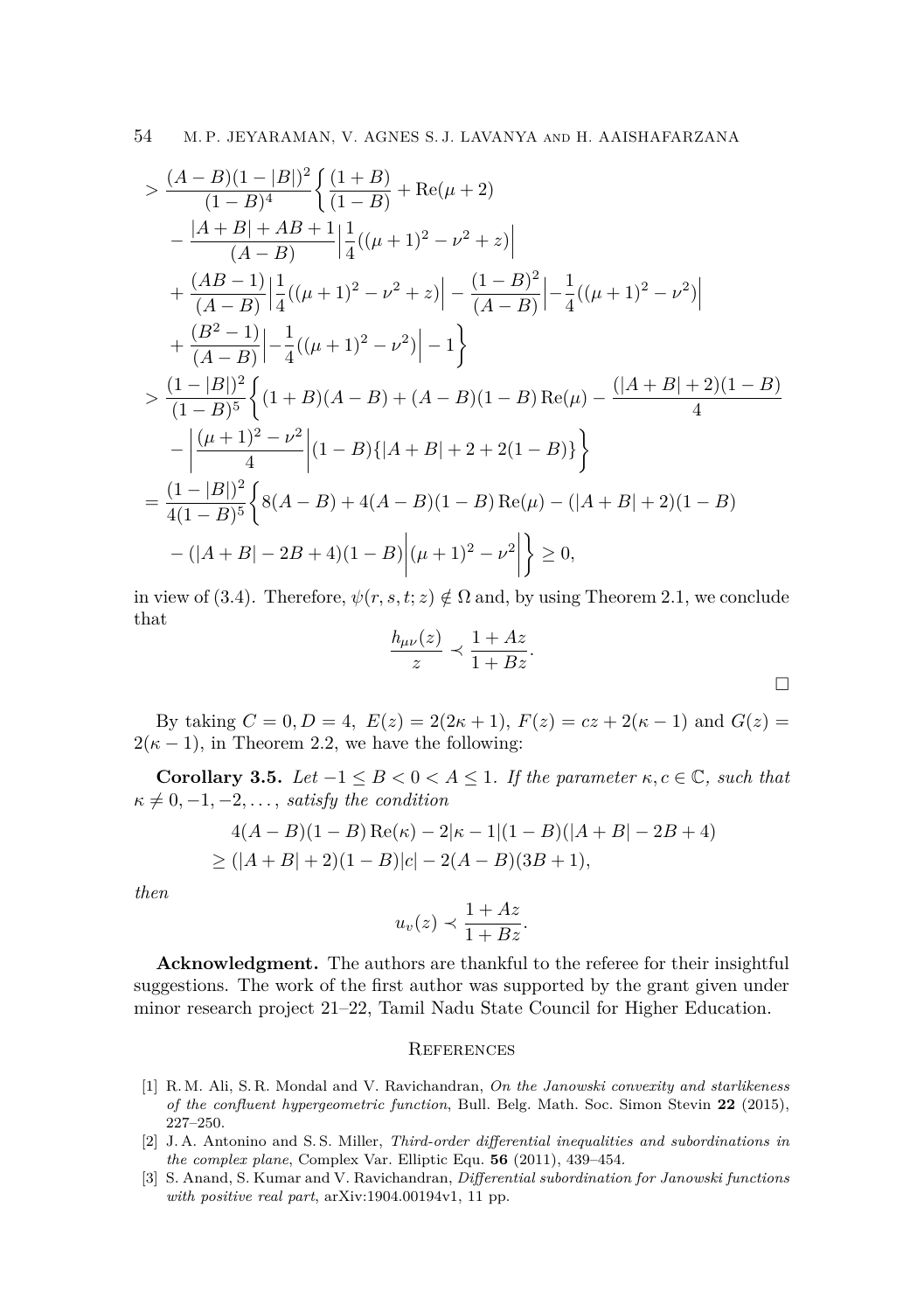$$
\begin{aligned}
&> \frac{(A-B)(1-|B|)^2}{(1-B)^4}\bigg\{\frac{(1+B)}{(1-B)} + \operatorname{Re}(\mu+2) \\
&\quad - \frac{|A+B|+AB+1}{(A-B)}\Big|\frac{1}{4}((\mu+1)^2-\nu^2+z)\Big| \\
&\quad + \frac{(AB-1)}{(A-B)}\Big|\frac{1}{4}((\mu+1)^2-\nu^2+z)\Big| - \frac{(1-B)^2}{(A-B)}\Big|-\frac{1}{4}((\mu+1)^2-\nu^2)\Big| \\
&\quad + \frac{(B^2-1)}{(A-B)}\Big|-\frac{1}{4}((\mu+1)^2-\nu^2)\Big| - 1\bigg\} \\
&> \frac{(1-|B|)^2}{(1-B)^5}\bigg\{(1+B)(A-B) + (A-B)(1-B)\operatorname{Re}(\mu) - \frac{(|A+B|+2)(1-B)}{4} \\
&\quad - \bigg|\frac{(\mu+1)^2-\nu^2}{4}\bigg|(1-B)\{|A+B|+2+2(1-B)\}\bigg\} \\
&= \frac{(1-|B|)^2}{4(1-B)^5}\bigg\{8(A-B) + 4(A-B)(1-B)\operatorname{Re}(\mu) - (|A+B|+2)(1-B) \\
&\quad - (|A+B|-2B+4)(1-B)\bigg|(\mu+1)^2-\nu^2\bigg|\bigg\} \geq 0,
\end{aligned}
$$

in view of (3.4). Therefore, $\psi(r,s,t;z) \notin \Omega$ and, by using Theorem 2.1, we conclude that

$$
\frac{h_{\mu\nu}(z)}{z} \prec \frac{1+Az}{1+Bz}.
$$

□

By taking $C = 0, D = 4,\ E(z) = 2(2\kappa+1),\ F(z) = cz + 2(\kappa-1)$ and $G(z) = 2(\kappa-1)$, in Theorem 2.2, we have the following:

**Corollary 3.5.** *Let $-1 \leq B < 0 < A \leq 1$. If the parameter $\kappa, c \in \mathbb{C}$, such that $\kappa \neq 0, -1, -2, \dots$, satisfy the condition*

$$
\begin{aligned}
&4(A-B)(1-B)\operatorname{Re}(\kappa) - 2|\kappa-1|(1-B)(|A+B|-2B+4) \\
&\geq (|A+B|+2)(1-B)|c| - 2(A-B)(3B+1),
\end{aligned}
$$

*then*

$$
u_v(z) \prec \frac{1+Az}{1+Bz}.
$$

**Acknowledgment.** The authors are thankful to the referee for their insightful suggestions. The work of the first author was supported by the grant given under minor research project 21–22, Tamil Nadu State Council for Higher Education.

## References

[1] R. M. Ali, S. R. Mondal and V. Ravichandran, *On the Janowski convexity and starlikeness of the confluent hypergeometric function*, Bull. Belg. Math. Soc. Simon Stevin **22** (2015), 227–250.

[2] J. A. Antonino and S. S. Miller, *Third-order differential inequalities and subordinations in the complex plane*, Complex Var. Elliptic Equ. **56** (2011), 439–454.

[3] S. Anand, S. Kumar and V. Ravichandran, *Differential subordination for Janowski functions with positive real part*, arXiv:1904.00194v1, 11 pp.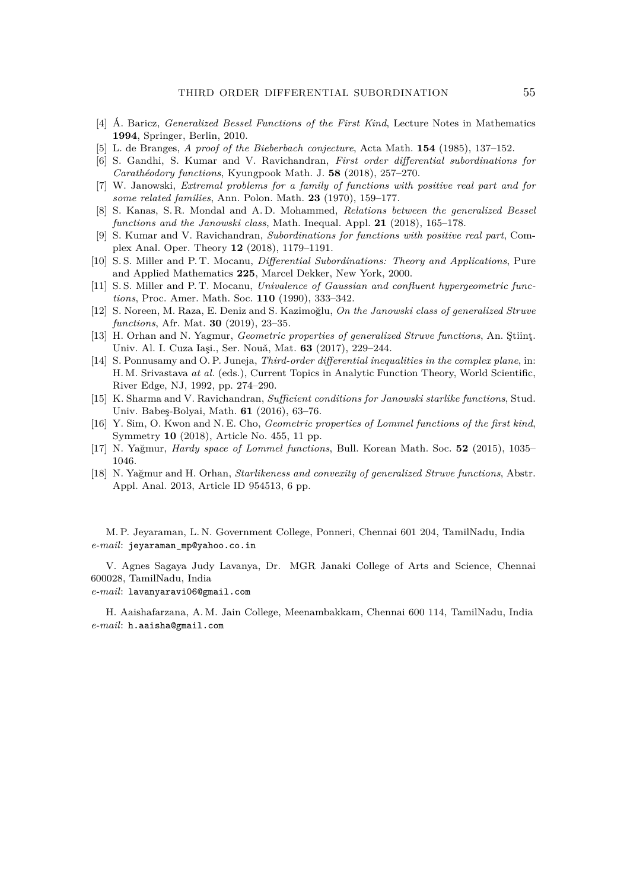[4] Á. Baricz, *Generalized Bessel Functions of the First Kind*, Lecture Notes in Mathematics **1994**, Springer, Berlin, 2010.

[5] L. de Branges, *A proof of the Bieberbach conjecture*, Acta Math. **154** (1985), 137–152.

[6] S. Gandhi, S. Kumar and V. Ravichandran, *First order differential subordinations for Carathéodory functions*, Kyungpook Math. J. **58** (2018), 257–270.

[7] W. Janowski, *Extremal problems for a family of functions with positive real part and for some related families*, Ann. Polon. Math. **23** (1970), 159–177.

[8] S. Kanas, S. R. Mondal and A. D. Mohammed, *Relations between the generalized Bessel functions and the Janowski class*, Math. Inequal. Appl. **21** (2018), 165–178.

[9] S. Kumar and V. Ravichandran, *Subordinations for functions with positive real part*, Complex Anal. Oper. Theory **12** (2018), 1179–1191.

[10] S. S. Miller and P. T. Mocanu, *Differential Subordinations: Theory and Applications*, Pure and Applied Mathematics **225**, Marcel Dekker, New York, 2000.

[11] S. S. Miller and P. T. Mocanu, *Univalence of Gaussian and confluent hypergeometric functions*, Proc. Amer. Math. Soc. **110** (1990), 333–342.

[12] S. Noreen, M. Raza, E. Deniz and S. Kazimoğlu, *On the Janowski class of generalized Struve functions*, Afr. Mat. **30** (2019), 23–35.

[13] H. Orhan and N. Yagmur, *Geometric properties of generalized Struve functions*, An. Ştiinţ. Univ. Al. I. Cuza Iaşi., Ser. Nouă, Mat. **63** (2017), 229–244.

[14] S. Ponnusamy and O. P. Juneja, *Third-order differential inequalities in the complex plane*, in: H. M. Srivastava *at al.* (eds.), Current Topics in Analytic Function Theory, World Scientific, River Edge, NJ, 1992, pp. 274–290.

[15] K. Sharma and V. Ravichandran, *Sufficient conditions for Janowski starlike functions*, Stud. Univ. Babeş-Bolyai, Math. **61** (2016), 63–76.

[16] Y. Sim, O. Kwon and N. E. Cho, *Geometric properties of Lommel functions of the first kind*, Symmetry **10** (2018), Article No. 455, 11 pp.

[17] N. Yağmur, *Hardy space of Lommel functions*, Bull. Korean Math. Soc. **52** (2015), 1035–1046.

[18] N. Yağmur and H. Orhan, *Starlikeness and convexity of generalized Struve functions*, Abstr. Appl. Anal. 2013, Article ID 954513, 6 pp.

M. P. Jeyaraman, L. N. Government College, Ponneri, Chennai 601 204, TamilNadu, India
*e-mail*: jeyaraman_mp@yahoo.co.in

V. Agnes Sagaya Judy Lavanya, Dr. MGR Janaki College of Arts and Science, Chennai 600028, TamilNadu, India
*e-mail*: lavanyaravi06@gmail.com

H. Aaishafarzana, A. M. Jain College, Meenambakkam, Chennai 600 114, TamilNadu, India
*e-mail*: h.aaisha@gmail.com